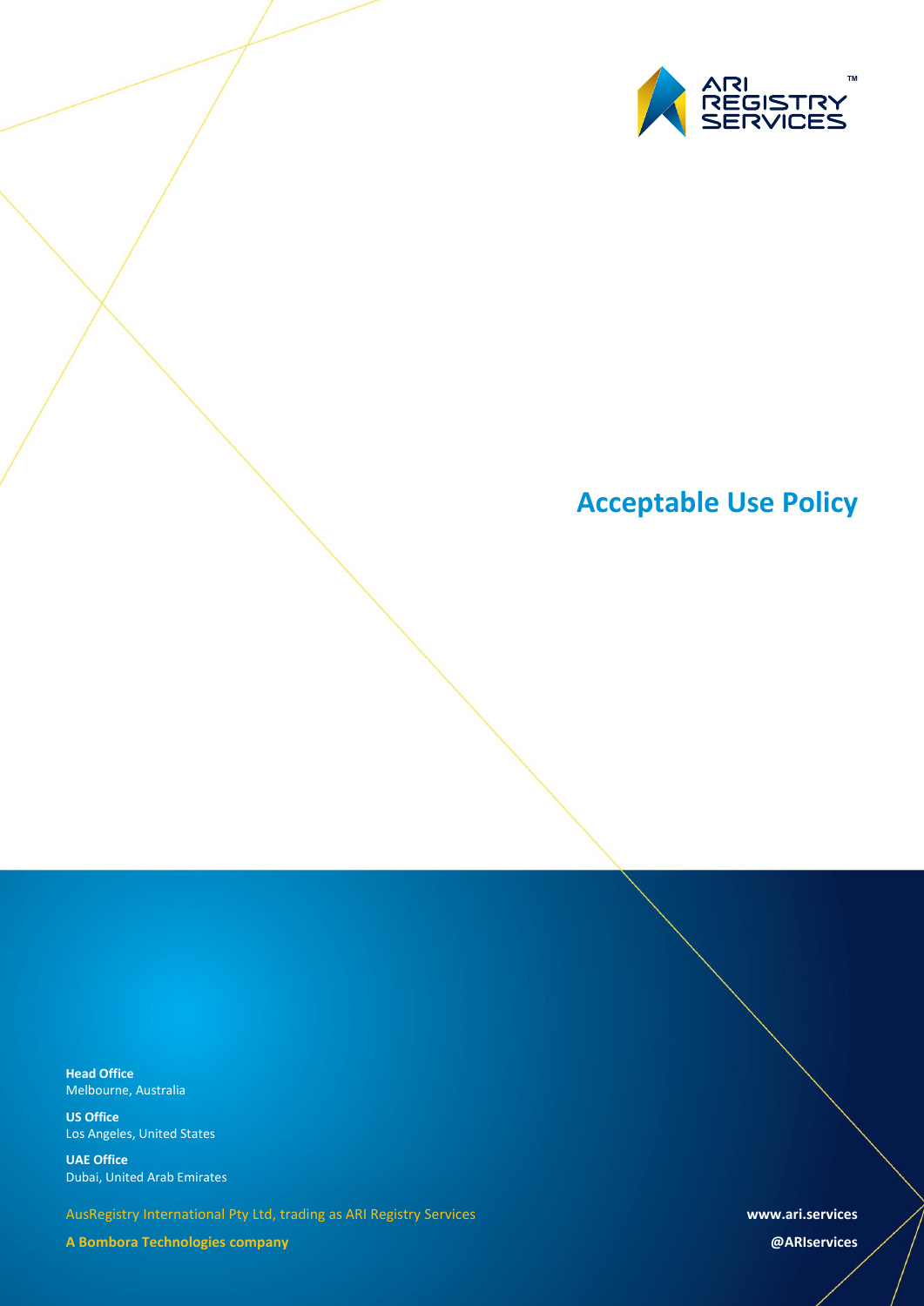ARI REGISTRY SERVICES™

# Acceptable Use Policy

**Head Office**
Melbourne, Australia

**US Office**
Los Angeles, United States

**UAE Office**
Dubai, United Arab Emirates

AusRegistry International Pty Ltd, trading as ARI Registry Services

**A Bombora Technologies company**

**www.ari.services**

**@ARIservices**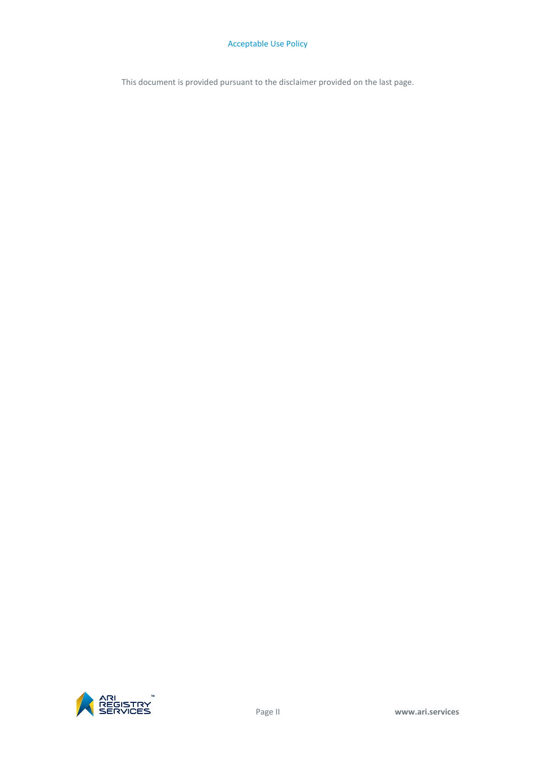This document is provided pursuant to the disclaimer provided on the last page.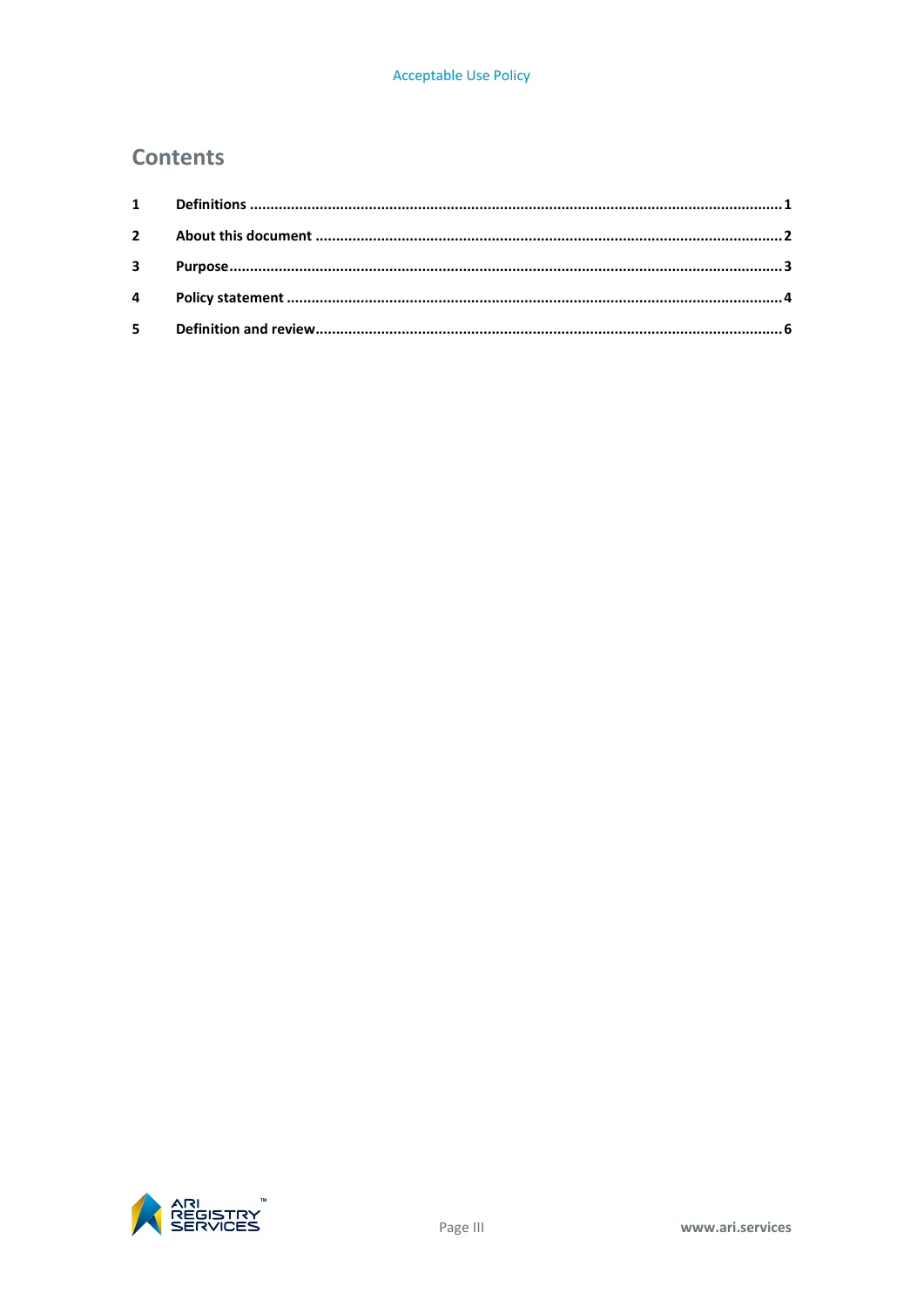# Contents

| | | |
|---|---|---|
| **1** | **Definitions** | **1** |
| **2** | **About this document** | **2** |
| **3** | **Purpose** | **3** |
| **4** | **Policy statement** | **4** |
| **5** | **Definition and review** | **6** |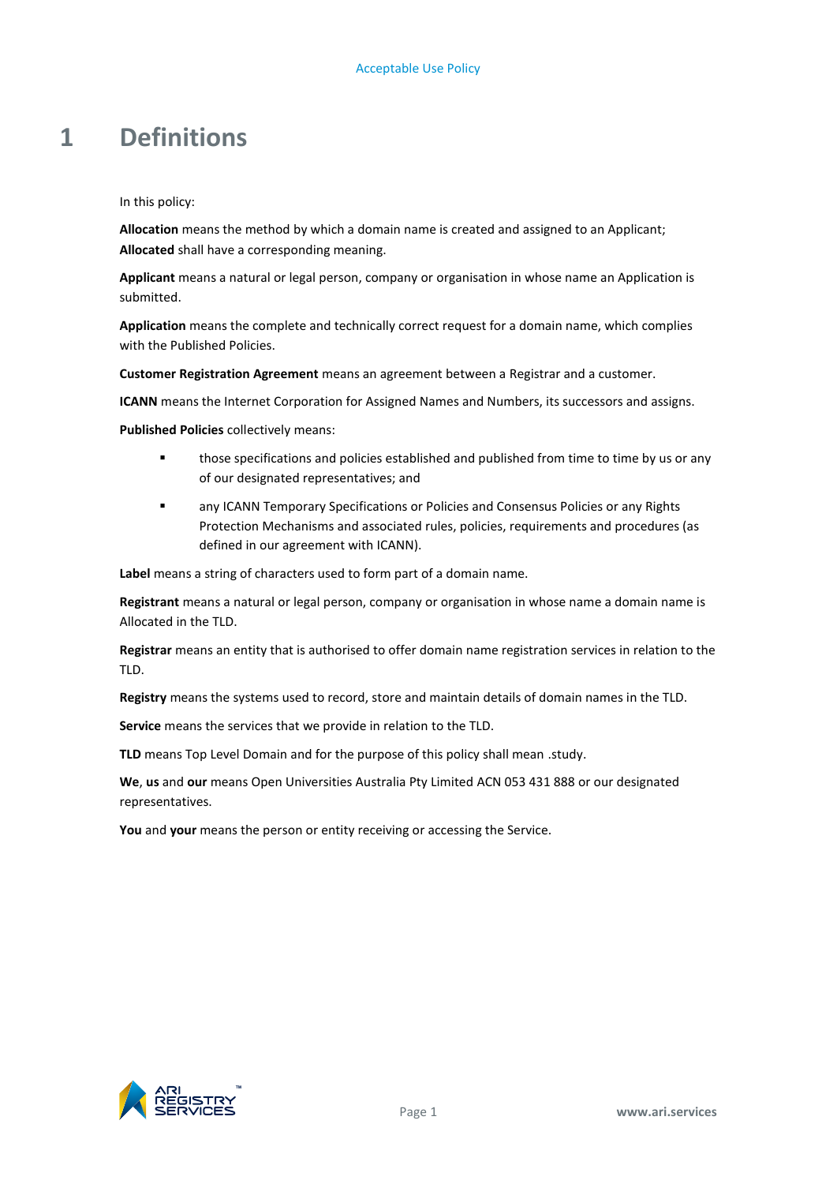# 1 Definitions

In this policy:

**Allocation** means the method by which a domain name is created and assigned to an Applicant; **Allocated** shall have a corresponding meaning.

**Applicant** means a natural or legal person, company or organisation in whose name an Application is submitted.

**Application** means the complete and technically correct request for a domain name, which complies with the Published Policies.

**Customer Registration Agreement** means an agreement between a Registrar and a customer.

**ICANN** means the Internet Corporation for Assigned Names and Numbers, its successors and assigns.

**Published Policies** collectively means:

- those specifications and policies established and published from time to time by us or any of our designated representatives; and
- any ICANN Temporary Specifications or Policies and Consensus Policies or any Rights Protection Mechanisms and associated rules, policies, requirements and procedures (as defined in our agreement with ICANN).

**Label** means a string of characters used to form part of a domain name.

**Registrant** means a natural or legal person, company or organisation in whose name a domain name is Allocated in the TLD.

**Registrar** means an entity that is authorised to offer domain name registration services in relation to the TLD.

**Registry** means the systems used to record, store and maintain details of domain names in the TLD.

**Service** means the services that we provide in relation to the TLD.

**TLD** means Top Level Domain and for the purpose of this policy shall mean .study.

**We**, **us** and **our** means Open Universities Australia Pty Limited ACN 053 431 888 or our designated representatives.

**You** and **your** means the person or entity receiving or accessing the Service.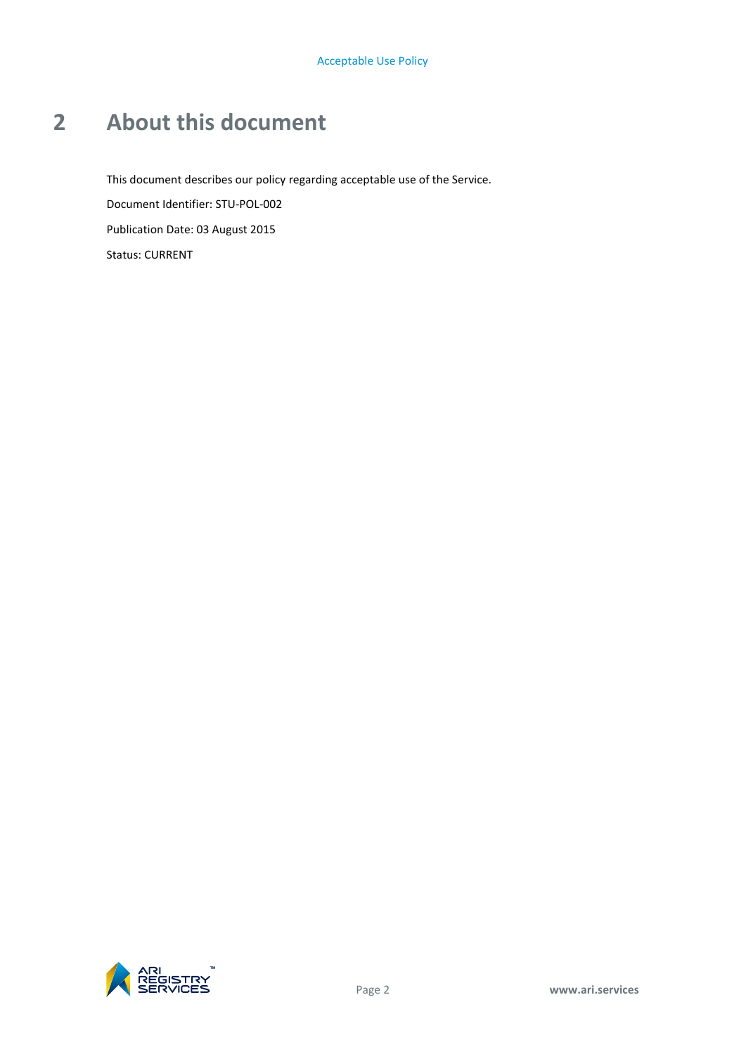# 2 About this document

This document describes our policy regarding acceptable use of the Service.

Document Identifier: STU-POL-002

Publication Date: 03 August 2015

Status: CURRENT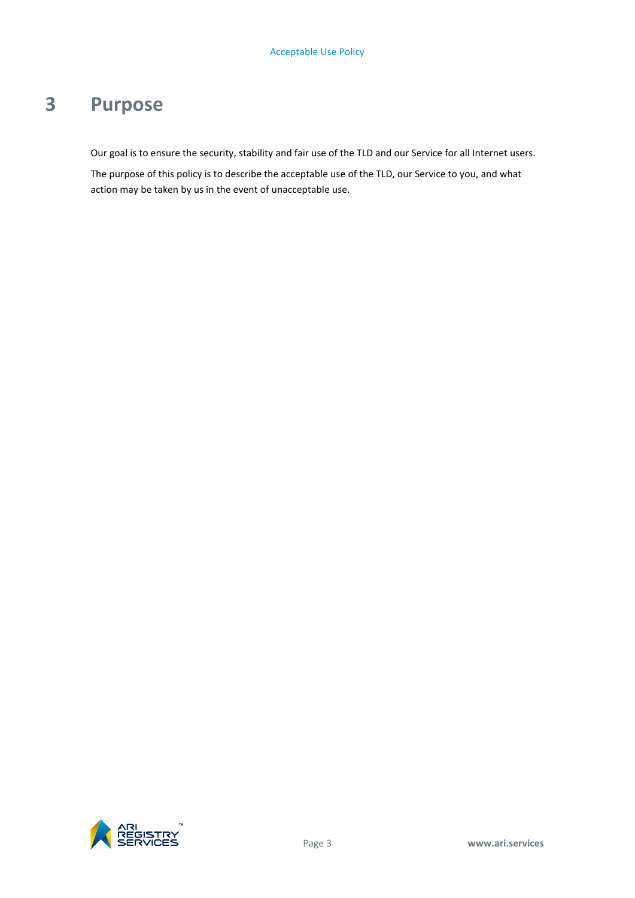# 3 Purpose

Our goal is to ensure the security, stability and fair use of the TLD and our Service for all Internet users.

The purpose of this policy is to describe the acceptable use of the TLD, our Service to you, and what action may be taken by us in the event of unacceptable use.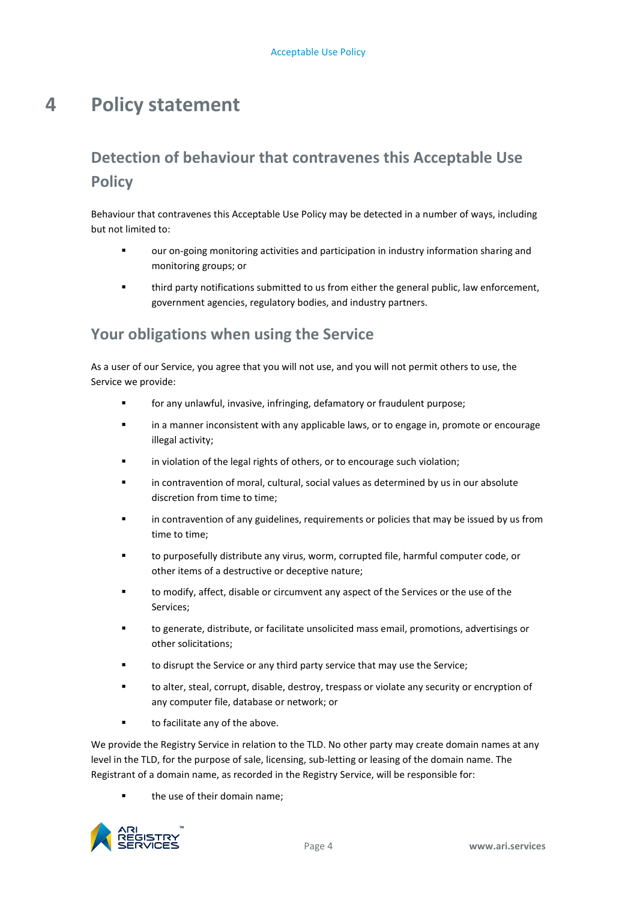# 4 Policy statement

## Detection of behaviour that contravenes this Acceptable Use Policy

Behaviour that contravenes this Acceptable Use Policy may be detected in a number of ways, including but not limited to:

- our on-going monitoring activities and participation in industry information sharing and monitoring groups; or
- third party notifications submitted to us from either the general public, law enforcement, government agencies, regulatory bodies, and industry partners.

## Your obligations when using the Service

As a user of our Service, you agree that you will not use, and you will not permit others to use, the Service we provide:

- for any unlawful, invasive, infringing, defamatory or fraudulent purpose;
- in a manner inconsistent with any applicable laws, or to engage in, promote or encourage illegal activity;
- in violation of the legal rights of others, or to encourage such violation;
- in contravention of moral, cultural, social values as determined by us in our absolute discretion from time to time;
- in contravention of any guidelines, requirements or policies that may be issued by us from time to time;
- to purposefully distribute any virus, worm, corrupted file, harmful computer code, or other items of a destructive or deceptive nature;
- to modify, affect, disable or circumvent any aspect of the Services or the use of the Services;
- to generate, distribute, or facilitate unsolicited mass email, promotions, advertisings or other solicitations;
- to disrupt the Service or any third party service that may use the Service;
- to alter, steal, corrupt, disable, destroy, trespass or violate any security or encryption of any computer file, database or network; or
- to facilitate any of the above.

We provide the Registry Service in relation to the TLD. No other party may create domain names at any level in the TLD, for the purpose of sale, licensing, sub-letting or leasing of the domain name. The Registrant of a domain name, as recorded in the Registry Service, will be responsible for:

- the use of their domain name;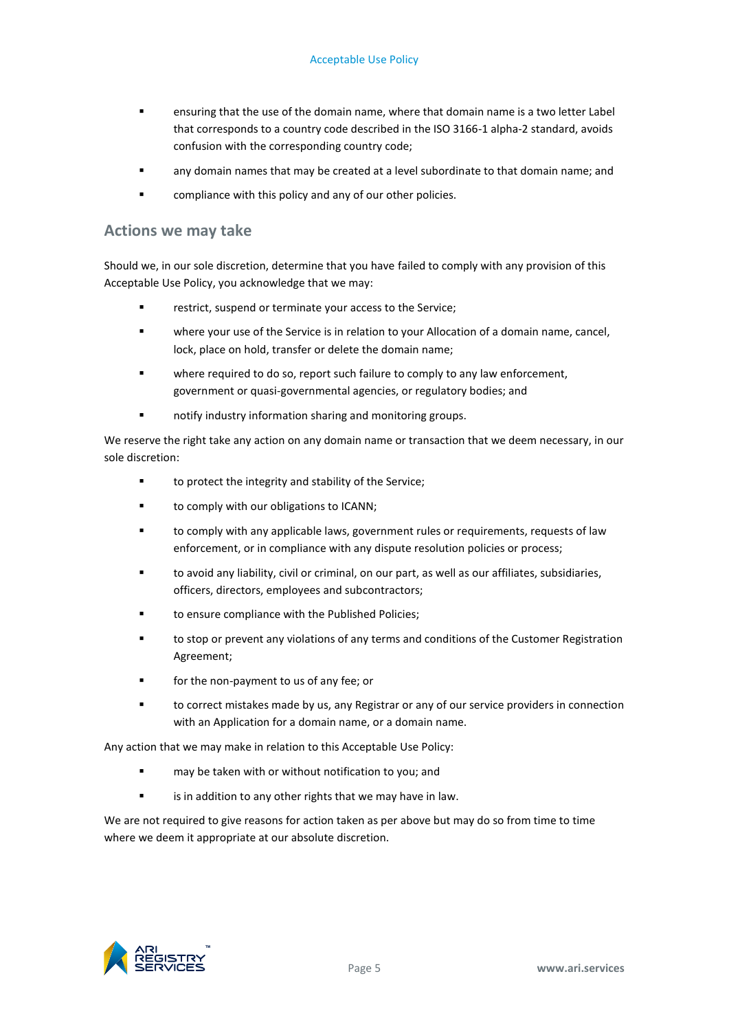- ensuring that the use of the domain name, where that domain name is a two letter Label that corresponds to a country code described in the ISO 3166-1 alpha-2 standard, avoids confusion with the corresponding country code;
- any domain names that may be created at a level subordinate to that domain name; and
- compliance with this policy and any of our other policies.

## Actions we may take

Should we, in our sole discretion, determine that you have failed to comply with any provision of this Acceptable Use Policy, you acknowledge that we may:

- restrict, suspend or terminate your access to the Service;
- where your use of the Service is in relation to your Allocation of a domain name, cancel, lock, place on hold, transfer or delete the domain name;
- where required to do so, report such failure to comply to any law enforcement, government or quasi-governmental agencies, or regulatory bodies; and
- notify industry information sharing and monitoring groups.

We reserve the right take any action on any domain name or transaction that we deem necessary, in our sole discretion:

- to protect the integrity and stability of the Service;
- to comply with our obligations to ICANN;
- to comply with any applicable laws, government rules or requirements, requests of law enforcement, or in compliance with any dispute resolution policies or process;
- to avoid any liability, civil or criminal, on our part, as well as our affiliates, subsidiaries, officers, directors, employees and subcontractors;
- to ensure compliance with the Published Policies;
- to stop or prevent any violations of any terms and conditions of the Customer Registration Agreement;
- for the non-payment to us of any fee; or
- to correct mistakes made by us, any Registrar or any of our service providers in connection with an Application for a domain name, or a domain name.

Any action that we may make in relation to this Acceptable Use Policy:

- may be taken with or without notification to you; and
- is in addition to any other rights that we may have in law.

We are not required to give reasons for action taken as per above but may do so from time to time where we deem it appropriate at our absolute discretion.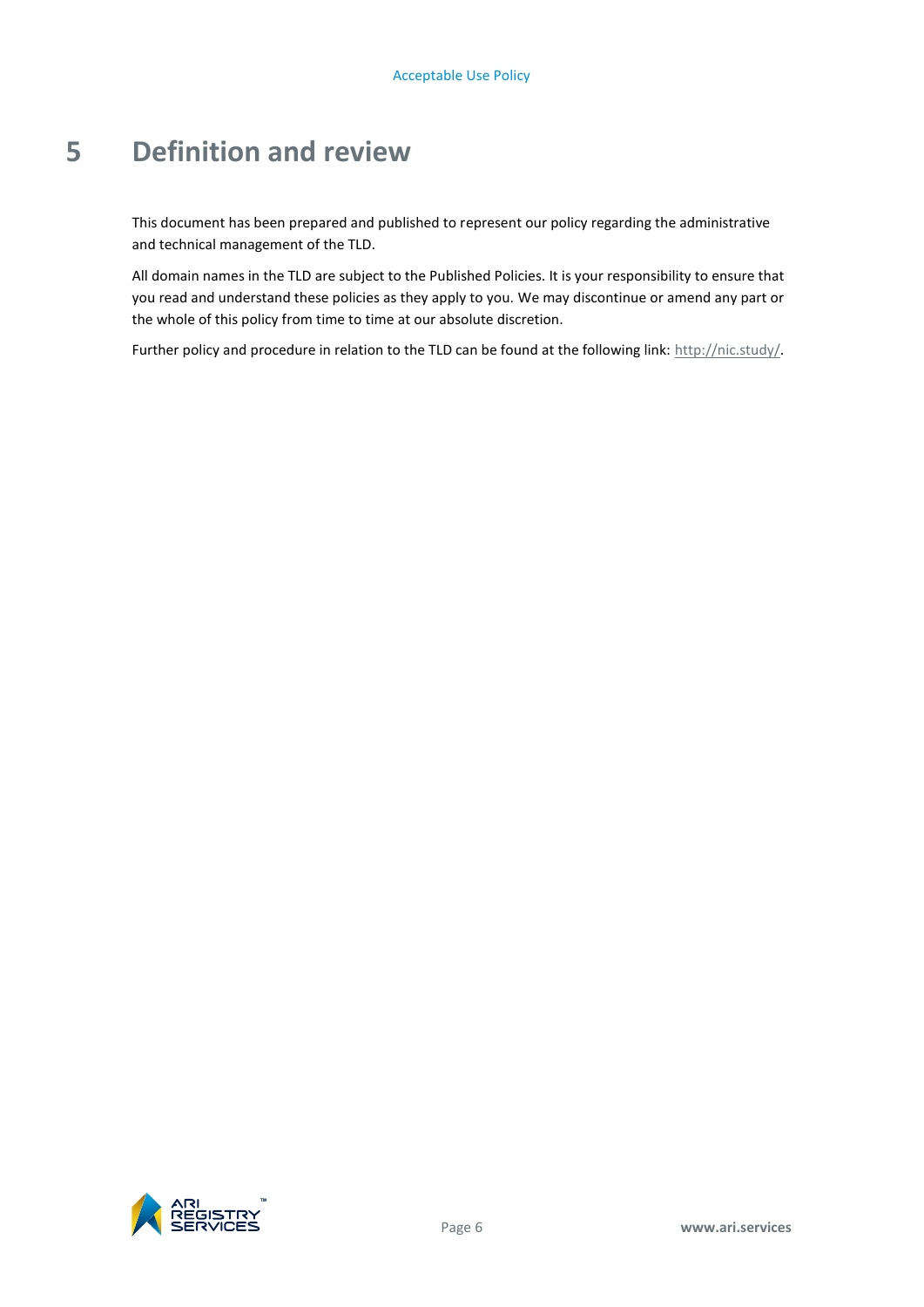# 5 Definition and review

This document has been prepared and published to represent our policy regarding the administrative and technical management of the TLD.

All domain names in the TLD are subject to the Published Policies. It is your responsibility to ensure that you read and understand these policies as they apply to you. We may discontinue or amend any part or the whole of this policy from time to time at our absolute discretion.

Further policy and procedure in relation to the TLD can be found at the following link: http://nic.study/.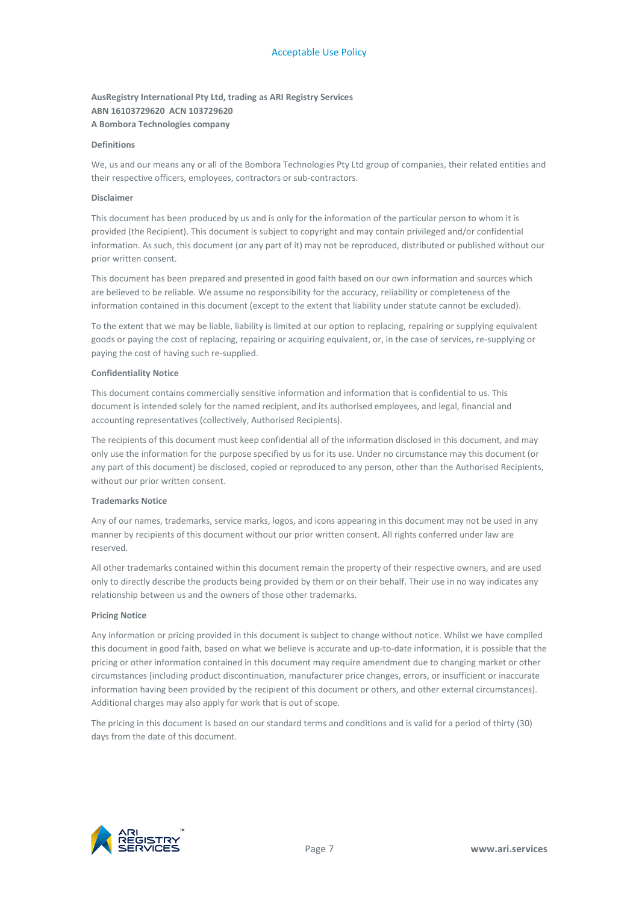**AusRegistry International Pty Ltd, trading as ARI Registry Services**
**ABN 16103729620 ACN 103729620**
**A Bombora Technologies company**

**Definitions**

We, us and our means any or all of the Bombora Technologies Pty Ltd group of companies, their related entities and their respective officers, employees, contractors or sub-contractors.

**Disclaimer**

This document has been produced by us and is only for the information of the particular person to whom it is provided (the Recipient). This document is subject to copyright and may contain privileged and/or confidential information. As such, this document (or any part of it) may not be reproduced, distributed or published without our prior written consent.

This document has been prepared and presented in good faith based on our own information and sources which are believed to be reliable. We assume no responsibility for the accuracy, reliability or completeness of the information contained in this document (except to the extent that liability under statute cannot be excluded).

To the extent that we may be liable, liability is limited at our option to replacing, repairing or supplying equivalent goods or paying the cost of replacing, repairing or acquiring equivalent, or, in the case of services, re-supplying or paying the cost of having such re-supplied.

**Confidentiality Notice**

This document contains commercially sensitive information and information that is confidential to us. This document is intended solely for the named recipient, and its authorised employees, and legal, financial and accounting representatives (collectively, Authorised Recipients).

The recipients of this document must keep confidential all of the information disclosed in this document, and may only use the information for the purpose specified by us for its use. Under no circumstance may this document (or any part of this document) be disclosed, copied or reproduced to any person, other than the Authorised Recipients, without our prior written consent.

**Trademarks Notice**

Any of our names, trademarks, service marks, logos, and icons appearing in this document may not be used in any manner by recipients of this document without our prior written consent. All rights conferred under law are reserved.

All other trademarks contained within this document remain the property of their respective owners, and are used only to directly describe the products being provided by them or on their behalf. Their use in no way indicates any relationship between us and the owners of those other trademarks.

**Pricing Notice**

Any information or pricing provided in this document is subject to change without notice. Whilst we have compiled this document in good faith, based on what we believe is accurate and up-to-date information, it is possible that the pricing or other information contained in this document may require amendment due to changing market or other circumstances (including product discontinuation, manufacturer price changes, errors, or insufficient or inaccurate information having been provided by the recipient of this document or others, and other external circumstances). Additional charges may also apply for work that is out of scope.

The pricing in this document is based on our standard terms and conditions and is valid for a period of thirty (30) days from the date of this document.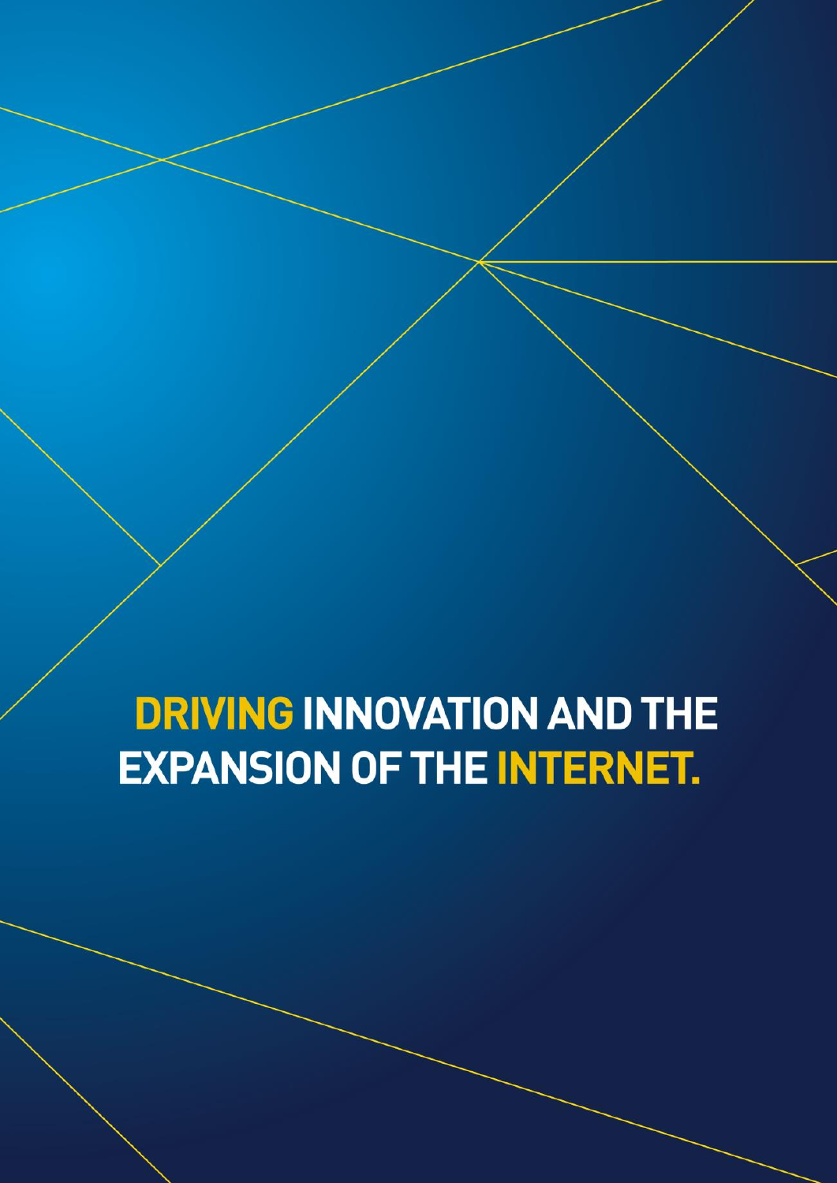**DRIVING INNOVATION AND THE EXPANSION OF THE INTERNET.**